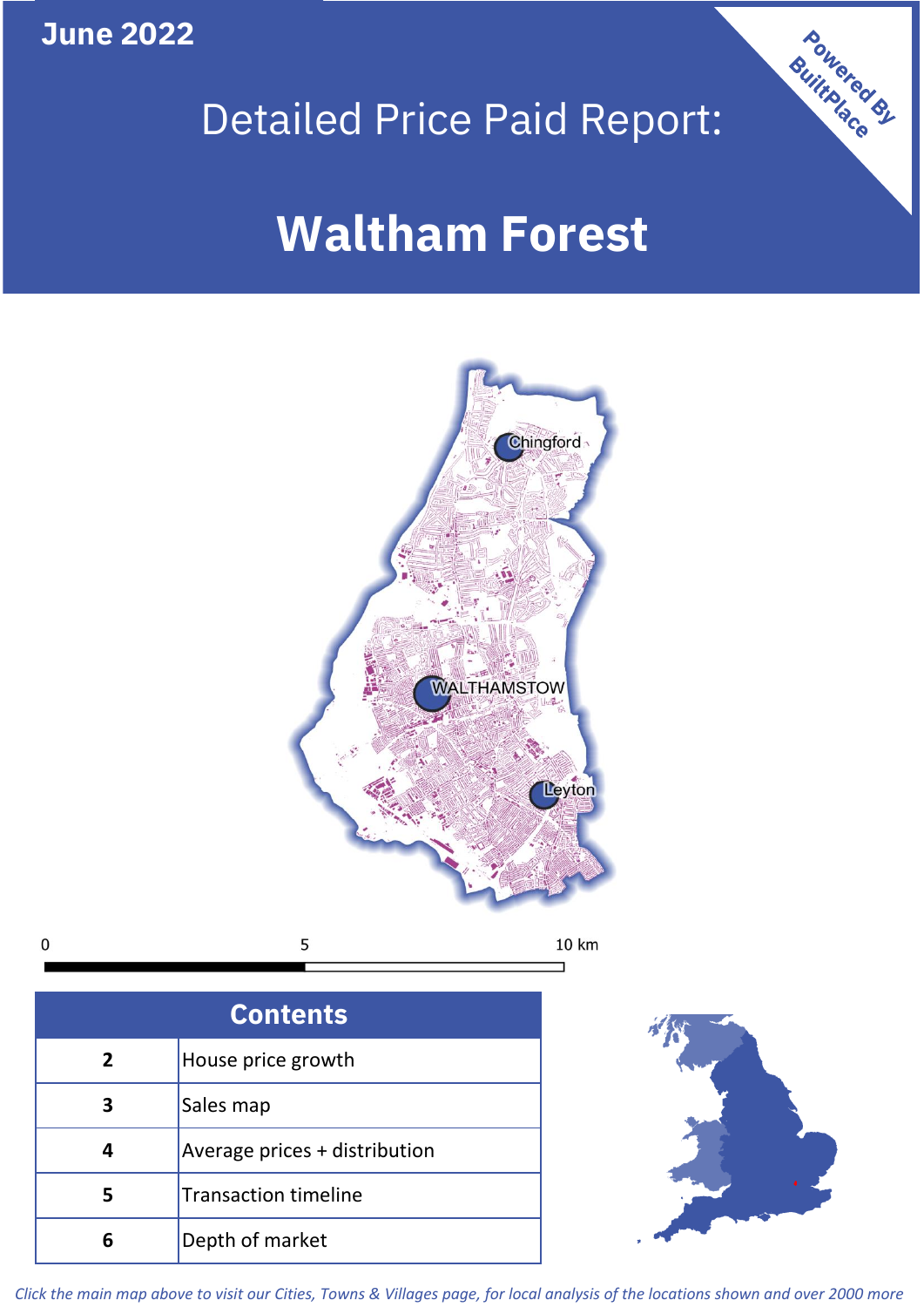June 2022

# Detailed Price Paid Report:

# Waltham Forest

Powered By BuiltPlace

| Contents | |
|---|---|
| 2 | House price growth |
| 3 | Sales map |
| 4 | Average prices + distribution |
| 5 | Transaction timeline |
| 6 | Depth of market |

*Click the main map above to visit our Cities, Towns & Villages page, for local analysis of the locations shown and over 2000 more*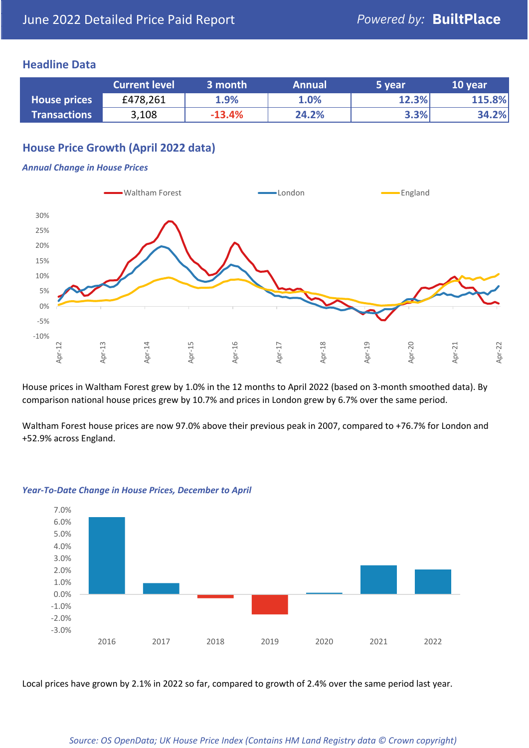June 2022 Detailed Price Paid Report

*Powered by:* **BuiltPlace**

## Headline Data

| | Current level | 3 month | Annual | 5 year | 10 year |
|---|---|---|---|---|---|
| **House prices** | £478,261 | 1.9% | 1.0% | 12.3% | 115.8% |
| **Transactions** | 3,108 | -13.4% | 24.2% | 3.3% | 34.2% |

## House Price Growth (April 2022 data)

### *Annual Change in House Prices*

House prices in Waltham Forest grew by 1.0% in the 12 months to April 2022 (based on 3-month smoothed data). By comparison national house prices grew by 10.7% and prices in London grew by 6.7% over the same period.

Waltham Forest house prices are now 97.0% above their previous peak in 2007, compared to +76.7% for London and +52.9% across England.

### *Year-To-Date Change in House Prices, December to April*

Local prices have grown by 2.1% in 2022 so far, compared to growth of 2.4% over the same period last year.

*Source: OS OpenData; UK House Price Index (Contains HM Land Registry data © Crown copyright)*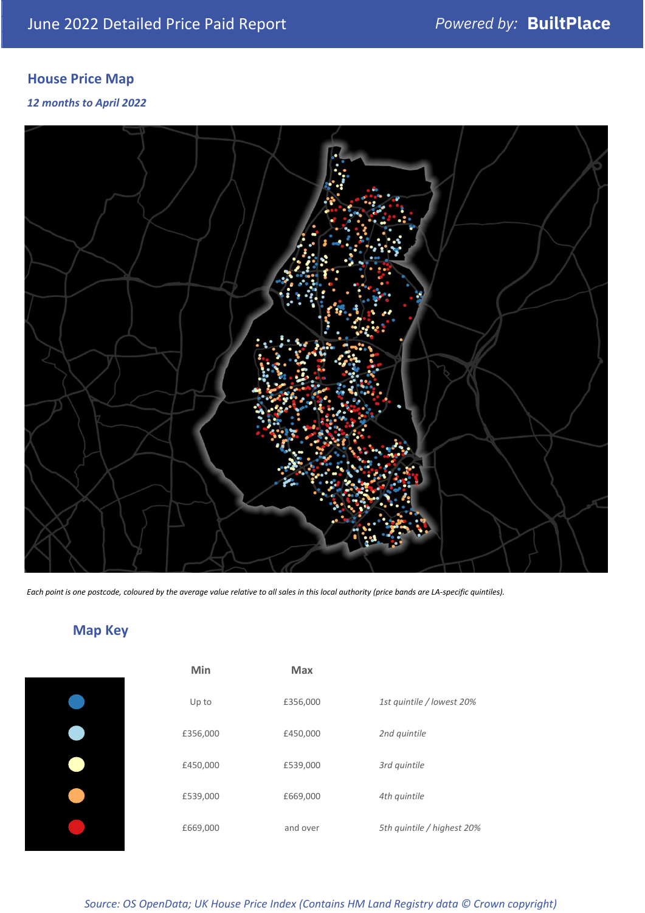June 2022 Detailed Price Paid Report

*Powered by:* **BuiltPlace**

## House Price Map

***12 months to April 2022***

*Each point is one postcode, coloured by the average value relative to all sales in this local authority (price bands are LA-specific quintiles).*

## Map Key

| | Min | Max | |
|---|---|---|---|
| | Up to | £356,000 | *1st quintile / lowest 20%* |
| | £356,000 | £450,000 | *2nd quintile* |
| | £450,000 | £539,000 | *3rd quintile* |
| | £539,000 | £669,000 | *4th quintile* |
| | £669,000 | and over | *5th quintile / highest 20%* |

*Source: OS OpenData; UK House Price Index (Contains HM Land Registry data © Crown copyright)*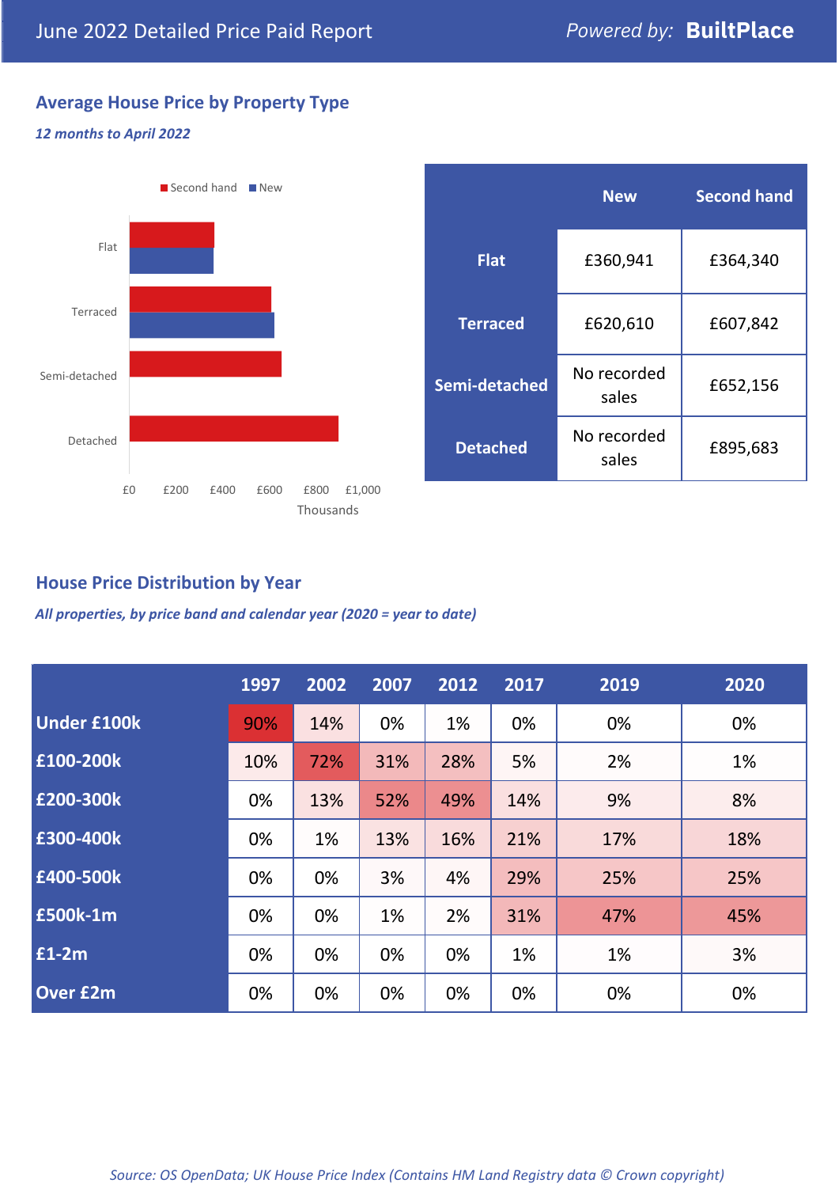# June 2022 Detailed Price Paid Report

Powered by: **BuiltPlace**

## Average House Price by Property Type

*12 months to April 2022*

|  | New | Second hand |
|---|---|---|
| **Flat** | £360,941 | £364,340 |
| **Terraced** | £620,610 | £607,842 |
| **Semi-detached** | No recorded sales | £652,156 |
| **Detached** | No recorded sales | £895,683 |

## House Price Distribution by Year

*All properties, by price band and calendar year (2020 = year to date)*

|  | 1997 | 2002 | 2007 | 2012 | 2017 | 2019 | 2020 |
|---|---|---|---|---|---|---|---|
| **Under £100k** | 90% | 14% | 0% | 1% | 0% | 0% | 0% |
| **£100-200k** | 10% | 72% | 31% | 28% | 5% | 2% | 1% |
| **£200-300k** | 0% | 13% | 52% | 49% | 14% | 9% | 8% |
| **£300-400k** | 0% | 1% | 13% | 16% | 21% | 17% | 18% |
| **£400-500k** | 0% | 0% | 3% | 4% | 29% | 25% | 25% |
| **£500k-1m** | 0% | 0% | 1% | 2% | 31% | 47% | 45% |
| **£1-2m** | 0% | 0% | 0% | 0% | 1% | 1% | 3% |
| **Over £2m** | 0% | 0% | 0% | 0% | 0% | 0% | 0% |

*Source: OS OpenData; UK House Price Index (Contains HM Land Registry data © Crown copyright)*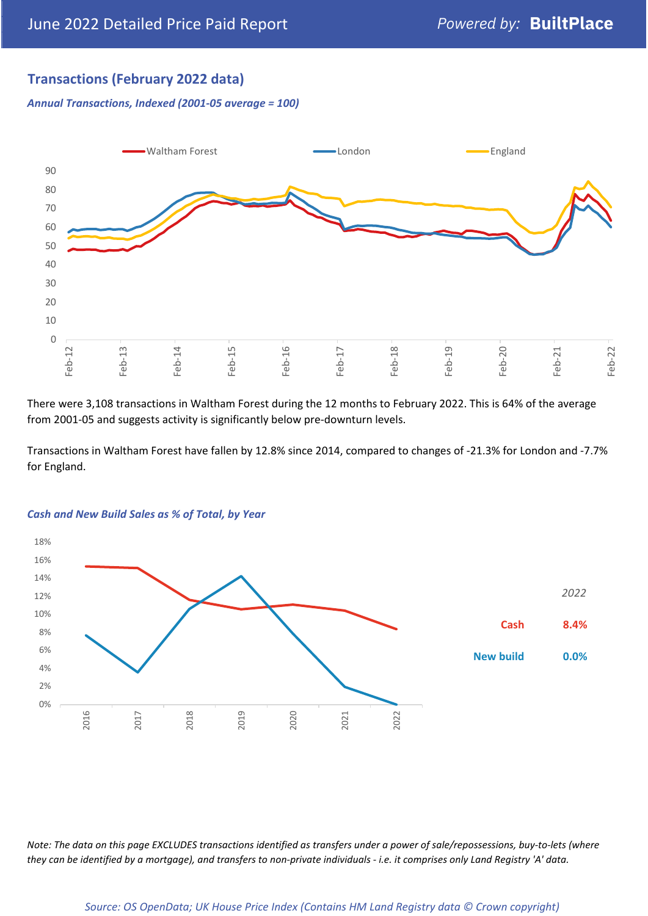## Transactions (February 2022 data)

*Annual Transactions, Indexed (2001-05 average = 100)*

There were 3,108 transactions in Waltham Forest during the 12 months to February 2022. This is 64% of the average from 2001-05 and suggests activity is significantly below pre-downturn levels.

Transactions in Waltham Forest have fallen by 12.8% since 2014, compared to changes of -21.3% for London and -7.7% for England.

*Cash and New Build Sales as % of Total, by Year*

| *2022* | |
|---|---|
| Cash | 8.4% |
| New build | 0.0% |

*Note: The data on this page EXCLUDES transactions identified as transfers under a power of sale/repossessions, buy-to-lets (where they can be identified by a mortgage), and transfers to non-private individuals - i.e. it comprises only Land Registry 'A' data.*

*Source: OS OpenData; UK House Price Index (Contains HM Land Registry data © Crown copyright)*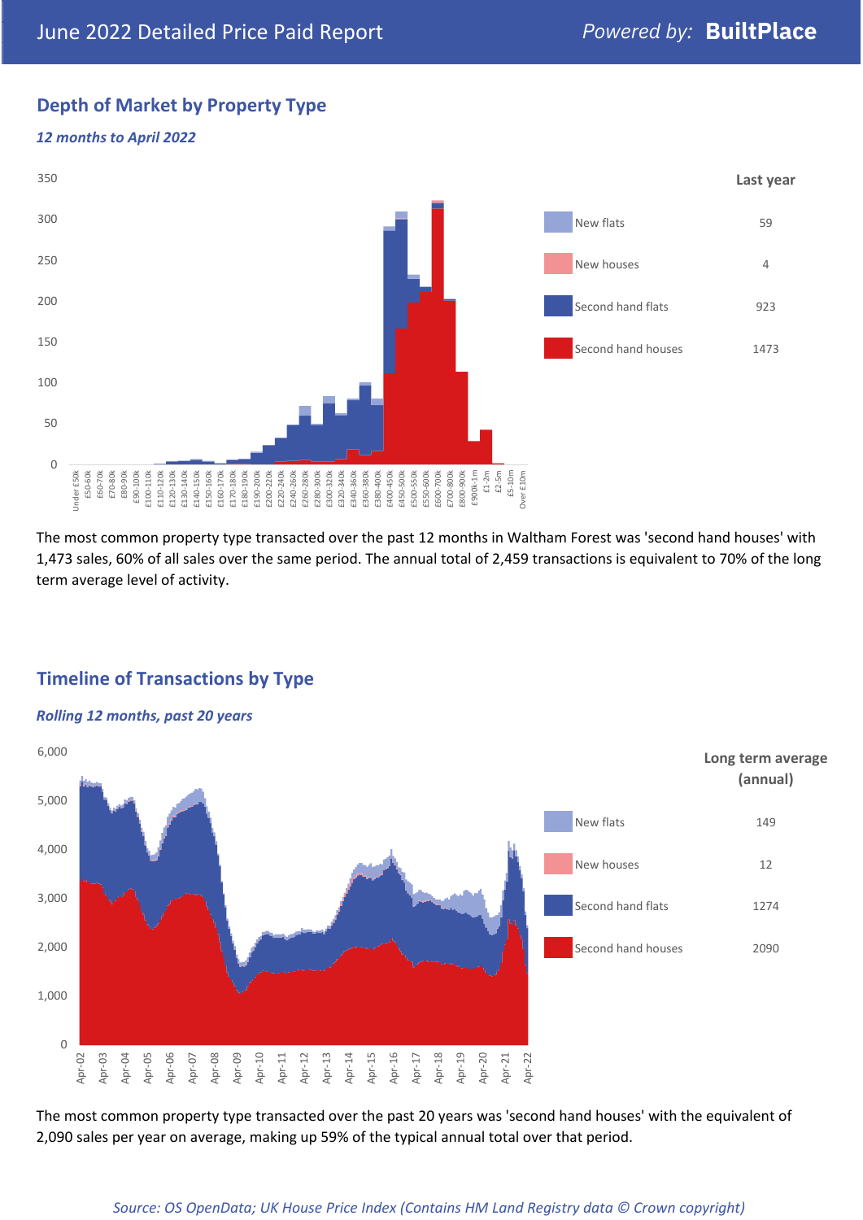June 2022 Detailed Price Paid Report

Powered by: **BuiltPlace**

## Depth of Market by Property Type

*12 months to April 2022*

350
300
250
200
150
100
50
0

Under £50k, £50-60k, £60-70k, £70-80k, £80-90k, £90-100k, £100-110k, £110-120k, £120-130k, £130-140k, £140-150k, £150-160k, £160-170k, £170-180k, £180-190k, £190-200k, £200-220k, £220-240k, £240-260k, £260-280k, £280-300k, £300-320k, £320-340k, £340-360k, £360-380k, £380-400k, £400-450k, £450-500k, £500-550k, £550-600k, £600-700k, £700-800k, £800-900k, £900k-1m, £1-2m, £2-5m, £5-10m, Over £10m

Last year

New flats 59
New houses 4
Second hand flats 923
Second hand houses 1473

The most common property type transacted over the past 12 months in Waltham Forest was 'second hand houses' with 1,473 sales, 60% of all sales over the same period. The annual total of 2,459 transactions is equivalent to 70% of the long term average level of activity.

## Timeline of Transactions by Type

*Rolling 12 months, past 20 years*

6,000
5,000
4,000
3,000
2,000
1,000
0

Apr-02, Apr-03, Apr-04, Apr-05, Apr-06, Apr-07, Apr-08, Apr-09, Apr-10, Apr-11, Apr-12, Apr-13, Apr-14, Apr-15, Apr-16, Apr-17, Apr-18, Apr-19, Apr-20, Apr-21, Apr-22

Long term average (annual)

New flats 149
New houses 12
Second hand flats 1274
Second hand houses 2090

The most common property type transacted over the past 20 years was 'second hand houses' with the equivalent of 2,090 sales per year on average, making up 59% of the typical annual total over that period.

*Source: OS OpenData; UK House Price Index (Contains HM Land Registry data © Crown copyright)*